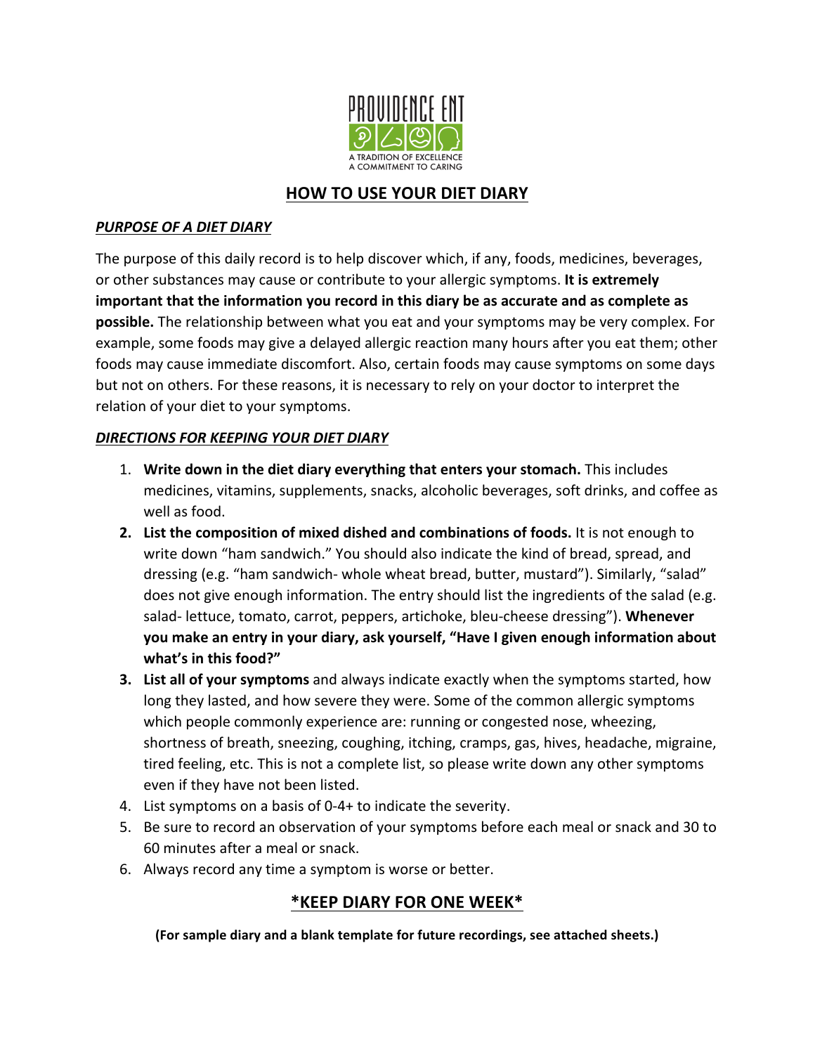PROVIDENCE ENT

A TRADITION OF EXCELLENCE
A COMMITMENT TO CARING

# HOW TO USE YOUR DIET DIARY

## ***PURPOSE OF A DIET DIARY***

The purpose of this daily record is to help discover which, if any, foods, medicines, beverages, or other substances may cause or contribute to your allergic symptoms. **It is extremely important that the information you record in this diary be as accurate and as complete as possible.** The relationship between what you eat and your symptoms may be very complex. For example, some foods may give a delayed allergic reaction many hours after you eat them; other foods may cause immediate discomfort. Also, certain foods may cause symptoms on some days but not on others. For these reasons, it is necessary to rely on your doctor to interpret the relation of your diet to your symptoms.

## ***DIRECTIONS FOR KEEPING YOUR DIET DIARY***

1. **Write down in the diet diary everything that enters your stomach.** This includes medicines, vitamins, supplements, snacks, alcoholic beverages, soft drinks, and coffee as well as food.
2. **List the composition of mixed dished and combinations of foods.** It is not enough to write down "ham sandwich." You should also indicate the kind of bread, spread, and dressing (e.g. "ham sandwich- whole wheat bread, butter, mustard"). Similarly, "salad" does not give enough information. The entry should list the ingredients of the salad (e.g. salad- lettuce, tomato, carrot, peppers, artichoke, bleu-cheese dressing"). **Whenever you make an entry in your diary, ask yourself, "Have I given enough information about what's in this food?"**
3. **List all of your symptoms** and always indicate exactly when the symptoms started, how long they lasted, and how severe they were. Some of the common allergic symptoms which people commonly experience are: running or congested nose, wheezing, shortness of breath, sneezing, coughing, itching, cramps, gas, hives, headache, migraine, tired feeling, etc. This is not a complete list, so please write down any other symptoms even if they have not been listed.
4. List symptoms on a basis of 0-4+ to indicate the severity.
5. Be sure to record an observation of your symptoms before each meal or snack and 30 to 60 minutes after a meal or snack.
6. Always record any time a symptom is worse or better.

## \*KEEP DIARY FOR ONE WEEK\*

**(For sample diary and a blank template for future recordings, see attached sheets.)**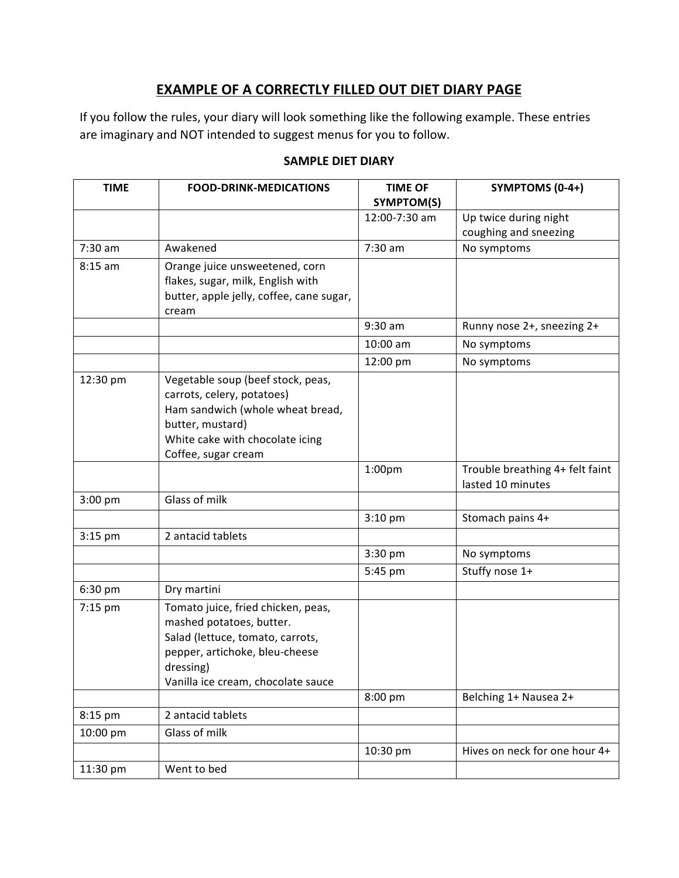## EXAMPLE OF A CORRECTLY FILLED OUT DIET DIARY PAGE

If you follow the rules, your diary will look something like the following example. These entries are imaginary and NOT intended to suggest menus for you to follow.

### SAMPLE DIET DIARY

| TIME | FOOD-DRINK-MEDICATIONS | TIME OF SYMPTOM(S) | SYMPTOMS (0-4+) |
|---|---|---|---|
| | | 12:00-7:30 am | Up twice during night coughing and sneezing |
| 7:30 am | Awakened | 7:30 am | No symptoms |
| 8:15 am | Orange juice unsweetened, corn flakes, sugar, milk, English with butter, apple jelly, coffee, cane sugar, cream | | |
| | | 9:30 am | Runny nose 2+, sneezing 2+ |
| | | 10:00 am | No symptoms |
| | | 12:00 pm | No symptoms |
| 12:30 pm | Vegetable soup (beef stock, peas, carrots, celery, potatoes)<br>Ham sandwich (whole wheat bread, butter, mustard)<br>White cake with chocolate icing<br>Coffee, sugar cream | | |
| | | 1:00pm | Trouble breathing 4+ felt faint lasted 10 minutes |
| 3:00 pm | Glass of milk | | |
| | | 3:10 pm | Stomach pains 4+ |
| 3:15 pm | 2 antacid tablets | | |
| | | 3:30 pm | No symptoms |
| | | 5:45 pm | Stuffy nose 1+ |
| 6:30 pm | Dry martini | | |
| 7:15 pm | Tomato juice, fried chicken, peas, mashed potatoes, butter.<br>Salad (lettuce, tomato, carrots, pepper, artichoke, bleu-cheese dressing)<br>Vanilla ice cream, chocolate sauce | | |
| | | 8:00 pm | Belching 1+ Nausea 2+ |
| 8:15 pm | 2 antacid tablets | | |
| 10:00 pm | Glass of milk | | |
| | | 10:30 pm | Hives on neck for one hour 4+ |
| 11:30 pm | Went to bed | | |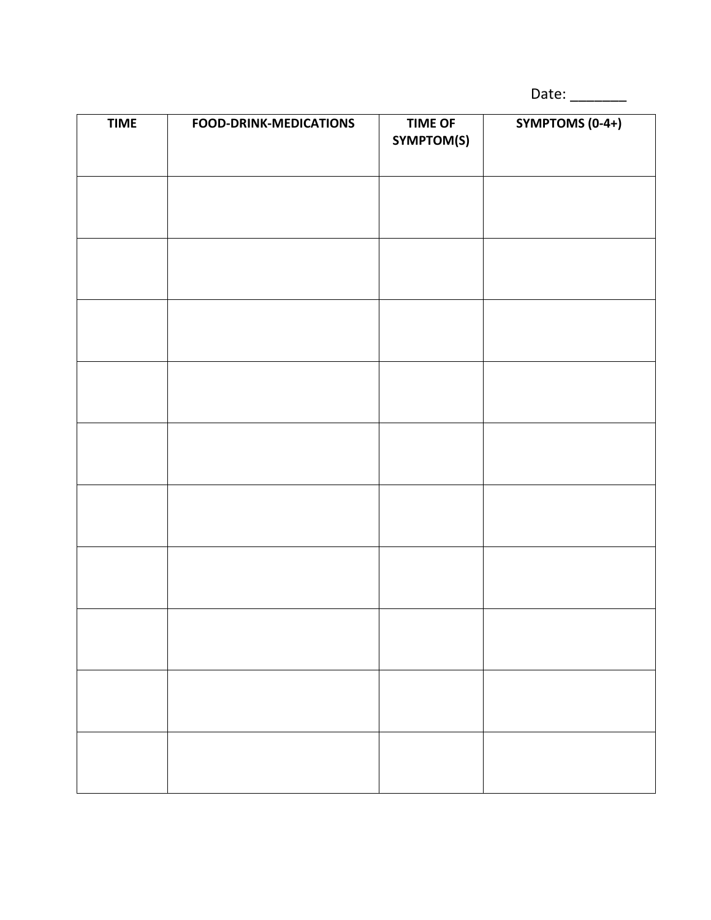Date: _______

| TIME | FOOD-DRINK-MEDICATIONS | TIME OF SYMPTOM(S) | SYMPTOMS (0-4+) |
| --- | --- | --- | --- |
| | | | |
| | | | |
| | | | |
| | | | |
| | | | |
| | | | |
| | | | |
| | | | |
| | | | |
| | | | |